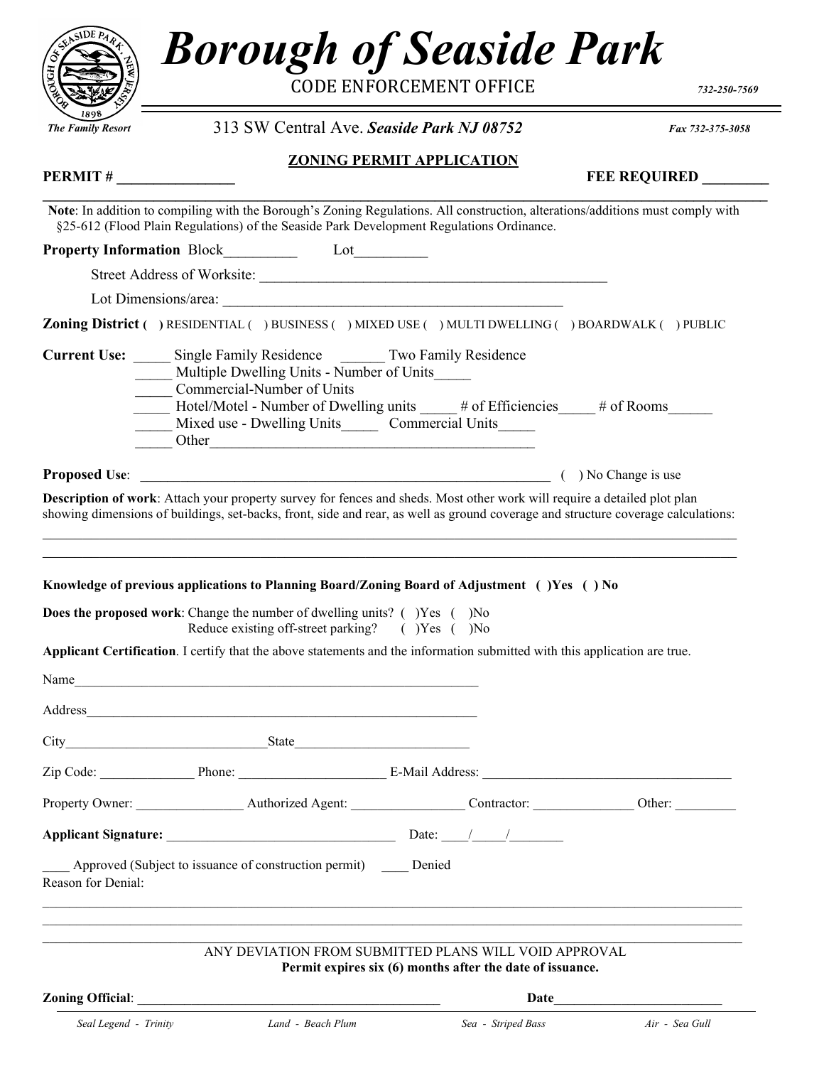# Borough of Seaside Park

CODE ENFORCEMENT OFFICE

*732-250-7569*

*The Family Resort*

313 SW Central Ave. ***Seaside Park NJ 08752***

*Fax 732-375-3058*

## ZONING PERMIT APPLICATION

**PERMIT # _______________** **FEE REQUIRED ________**

**Note**: In addition to compiling with the Borough's Zoning Regulations. All construction, alterations/additions must comply with §25-612 (Flood Plain Regulations) of the Seaside Park Development Regulations Ordinance.

**Property Information** Block_________ Lot_________

Street Address of Worksite: _______________________________________________

Lot Dimensions/area: _____________________________________________

**Zoning District** ( ) RESIDENTIAL ( ) BUSINESS ( ) MIXED USE ( ) MULTI DWELLING ( ) BOARDWALK ( ) PUBLIC

**Current Use:** _____ Single Family Residence ______ Two Family Residence
_____ Multiple Dwelling Units - Number of Units_____
_____ Commercial-Number of Units
_____ Hotel/Motel - Number of Dwelling units _____ # of Efficiencies_____ # of Rooms______
_____ Mixed use - Dwelling Units_____ Commercial Units_____
_____ Other_____________________________________________

**Proposed Use**: ____________________________________________________________ ( ) No Change is use

**Description of work**: Attach your property survey for fences and sheds. Most other work will require a detailed plot plan showing dimensions of buildings, set-backs, front, side and rear, as well as ground coverage and structure coverage calculations:

____________________________________________________________________________________________________

____________________________________________________________________________________________________

**Knowledge of previous applications to Planning Board/Zoning Board of Adjustment ( )Yes ( ) No**

**Does the proposed work**: Change the number of dwelling units? ( )Yes ( )No
Reduce existing off-street parking? ( )Yes ( )No

**Applicant Certification**. I certify that the above statements and the information submitted with this application are true.

Name____________________________________________________________

Address__________________________________________________________

City______________________________State_________________________

Zip Code: ______________ Phone: _____________________ E-Mail Address: ____________________________________

Property Owner: _______________ Authorized Agent: ________________ Contractor: ______________ Other: _________

**Applicant Signature:** __________________________________ Date: ____/_____/________

____ Approved (Subject to issuance of construction permit) ____ Denied

Reason for Denial:

____________________________________________________________________________________________________

____________________________________________________________________________________________________

____________________________________________________________________________________________________

ANY DEVIATION FROM SUBMITTED PLANS WILL VOID APPROVAL

**Permit expires six (6) months after the date of issuance.**

**Zoning Official**: _______________________________________________ **Date**_________________________

*Seal Legend - Trinity* *Land - Beach Plum* *Sea - Striped Bass* *Air - Sea Gull*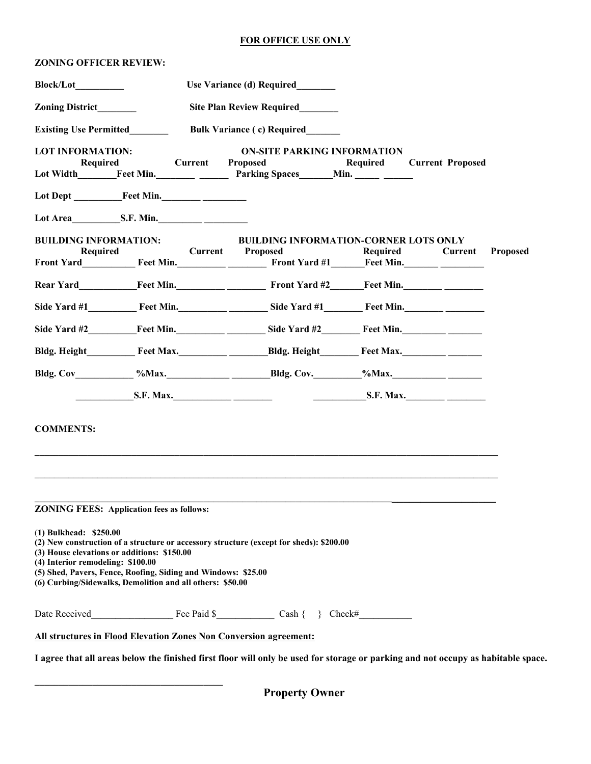**FOR OFFICE USE ONLY**

**ZONING OFFICER REVIEW:**

**Block/Lot__________** **Use Variance (d) Required________**

**Zoning District________** **Site Plan Review Required________**

**Existing Use Permitted________** **Bulk Variance ( c) Required_______**

**LOT INFORMATION:**

| | Required | | Current | Proposed |
|---|---|---|---|---|
| **Lot Width** | ________ | **Feet Min.** | ________ | ______ |
| **Lot Dept** | __________ | **Feet Min.** | ________ | _________ |
| **Lot Area** | __________ | **S.F. Min.** | _________ | _________ |

**ON-SITE PARKING INFORMATION**

| | Required | | Current | Proposed |
|---|---|---|---|---|
| **Parking Spaces** | _______ | **Min.** | _____ | ______ |

**BUILDING INFORMATION:**

| | Required | | Current | Proposed |
|---|---|---|---|---|
| **Front Yard** | __________ | **Feet Min.** | _________ | ________ |
| **Rear Yard** | ___________ | **Feet Min.** | _________ | ________ |
| **Side Yard #1** | _________ | **Feet Min.** | _________ | ________ |
| **Side Yard #2** | _________ | **Feet Min.** | _________ | ________ |
| **Bldg. Height** | _________ | **Feet Max.** | _________ | ________ |
| **Bldg. Cov** | ___________ | **%Max.** | ____________ | ________ |
| | ___________ | **S.F. Max.** | ____________ | ________ |

**BUILDING INFORMATION-CORNER LOTS ONLY**

| | Required | | Current | Proposed |
|---|---|---|---|---|
| **Front Yard #1** | _______ | **Feet Min.** | _______ | _________ |
| **Front Yard #2** | _______ | **Feet Min.** | ________ | ________ |
| **Side Yard #1** | ________ | **Feet Min.** | ________ | ________ |
| **Side Yard #2** | ________ | **Feet Min.** | _________ | _______ |
| **Bldg. Height** | ________ | **Feet Max.** | _________ | _______ |
| **Bldg. Cov.** | _________ | **%Max.** | ___________ | _______ |
| | ___________ | **S.F. Max.** | ________ | ________ |

**COMMENTS:**

_____________________________________________________________________________

_____________________________________________________________________________

_____________________________________________________________________________

**ZONING FEES: Application fees as follows:**

**(1) Bulkhead: $250.00**
**(2) New construction of a structure or accessory structure (except for sheds): $200.00**
**(3) House elevations or additions: $150.00**
**(4) Interior remodeling: $100.00**
**(5) Shed, Pavers, Fence, Roofing, Siding and Windows: $25.00**
**(6) Curbing/Sidewalks, Demolition and all others: $50.00**

Date Received_________________ Fee Paid $____________ Cash { } Check#___________

**<u>All structures in Flood Elevation Zones Non Conversion agreement:</u>**

**I agree that all areas below the finished first floor will only be used for storage or parking and not occupy as habitable space.**

_______________________________________

**Property Owner**